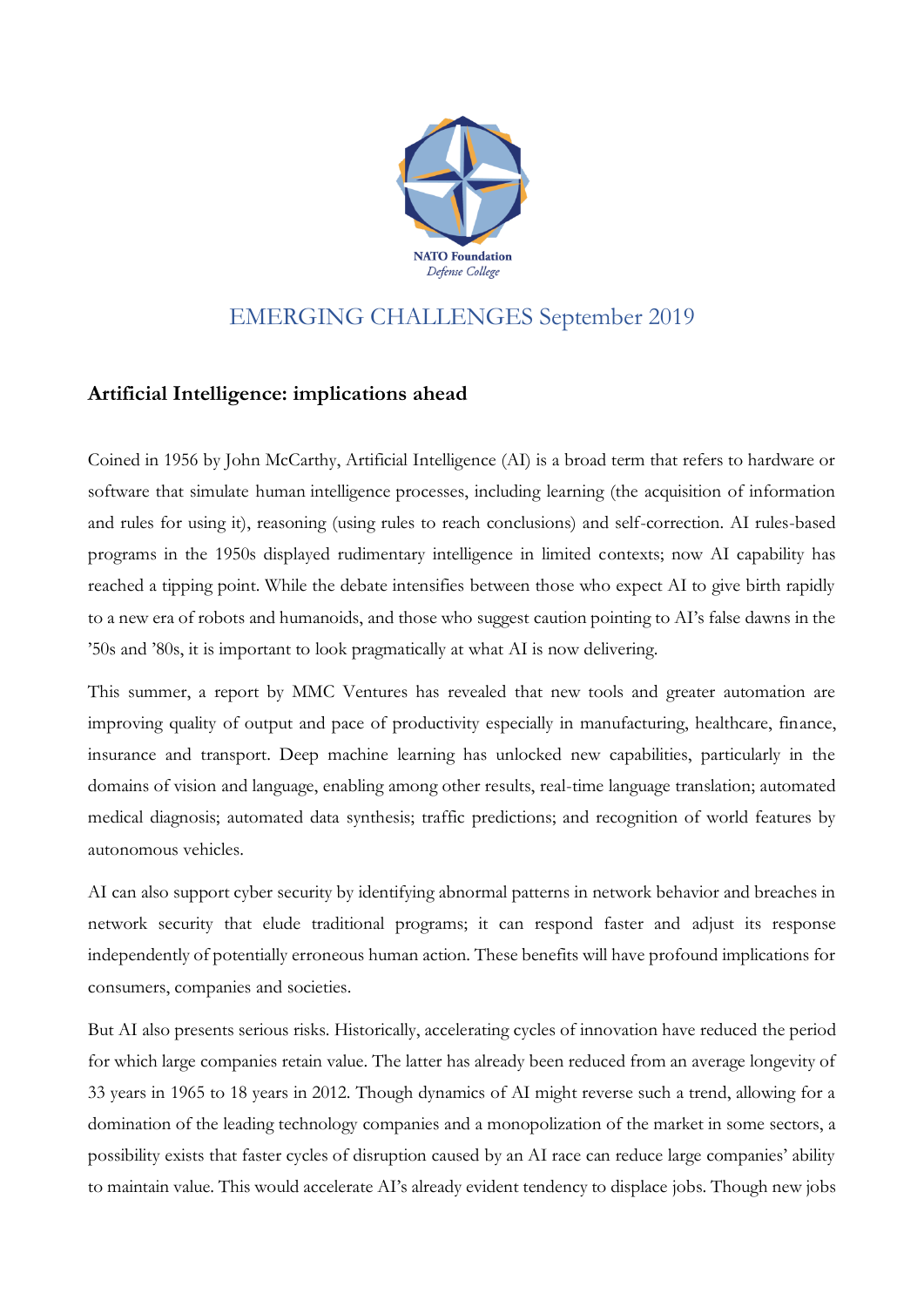NATO Foundation
*Defense College*

EMERGING CHALLENGES September 2019

## Artificial Intelligence: implications ahead

Coined in 1956 by John McCarthy, Artificial Intelligence (AI) is a broad term that refers to hardware or software that simulate human intelligence processes, including learning (the acquisition of information and rules for using it), reasoning (using rules to reach conclusions) and self-correction. AI rules-based programs in the 1950s displayed rudimentary intelligence in limited contexts; now AI capability has reached a tipping point. While the debate intensifies between those who expect AI to give birth rapidly to a new era of robots and humanoids, and those who suggest caution pointing to AI's false dawns in the '50s and '80s, it is important to look pragmatically at what AI is now delivering.

This summer, a report by MMC Ventures has revealed that new tools and greater automation are improving quality of output and pace of productivity especially in manufacturing, healthcare, finance, insurance and transport. Deep machine learning has unlocked new capabilities, particularly in the domains of vision and language, enabling among other results, real-time language translation; automated medical diagnosis; automated data synthesis; traffic predictions; and recognition of world features by autonomous vehicles.

AI can also support cyber security by identifying abnormal patterns in network behavior and breaches in network security that elude traditional programs; it can respond faster and adjust its response independently of potentially erroneous human action. These benefits will have profound implications for consumers, companies and societies.

But AI also presents serious risks. Historically, accelerating cycles of innovation have reduced the period for which large companies retain value. The latter has already been reduced from an average longevity of 33 years in 1965 to 18 years in 2012. Though dynamics of AI might reverse such a trend, allowing for a domination of the leading technology companies and a monopolization of the market in some sectors, a possibility exists that faster cycles of disruption caused by an AI race can reduce large companies' ability to maintain value. This would accelerate AI's already evident tendency to displace jobs. Though new jobs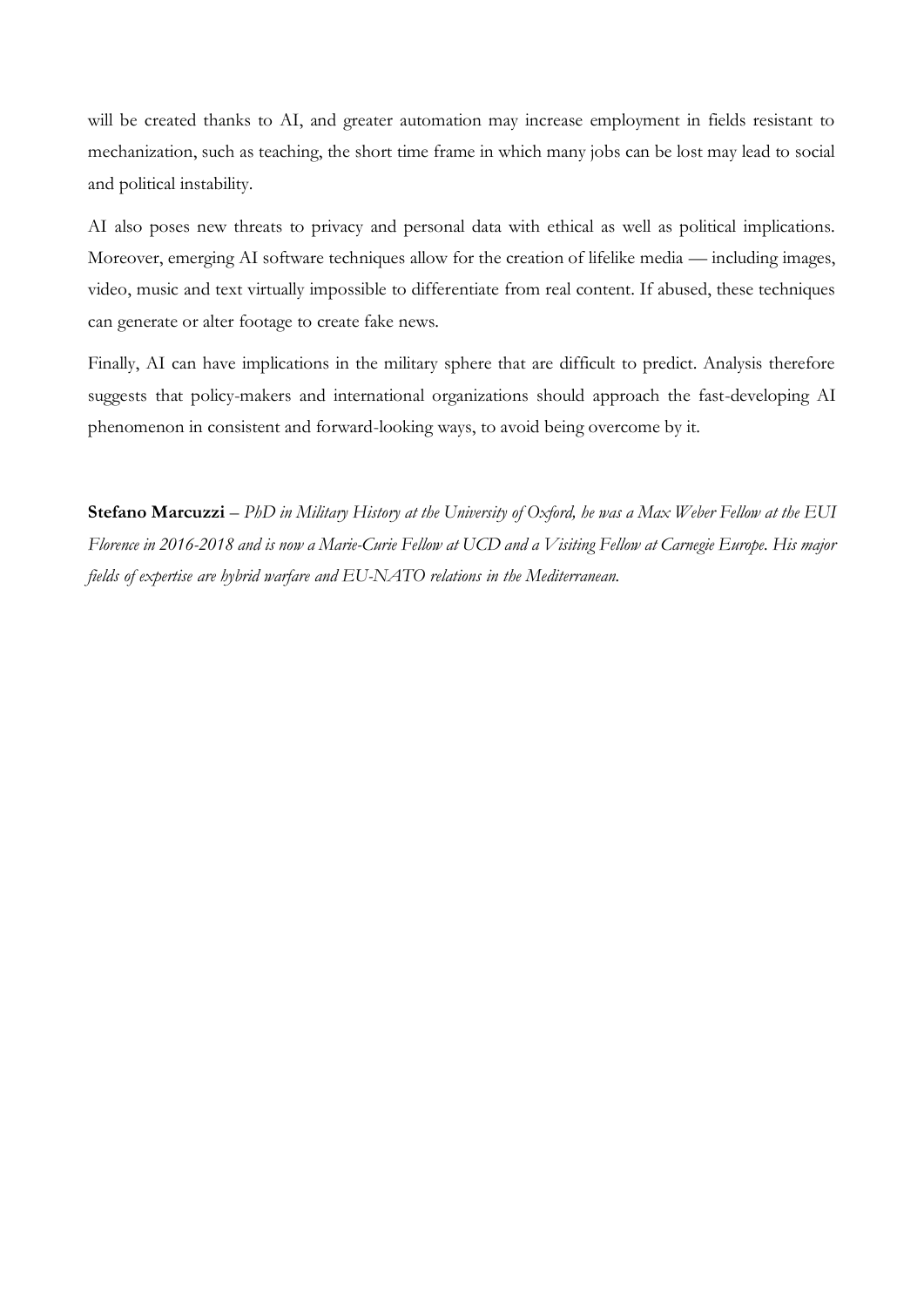will be created thanks to AI, and greater automation may increase employment in fields resistant to mechanization, such as teaching, the short time frame in which many jobs can be lost may lead to social and political instability.

AI also poses new threats to privacy and personal data with ethical as well as political implications. Moreover, emerging AI software techniques allow for the creation of lifelike media — including images, video, music and text virtually impossible to differentiate from real content. If abused, these techniques can generate or alter footage to create fake news.

Finally, AI can have implications in the military sphere that are difficult to predict. Analysis therefore suggests that policy-makers and international organizations should approach the fast-developing AI phenomenon in consistent and forward-looking ways, to avoid being overcome by it.

**Stefano Marcuzzi** – *PhD in Military History at the University of Oxford, he was a Max Weber Fellow at the EUI Florence in 2016-2018 and is now a Marie-Curie Fellow at UCD and a Visiting Fellow at Carnegie Europe. His major fields of expertise are hybrid warfare and EU-NATO relations in the Mediterranean.*